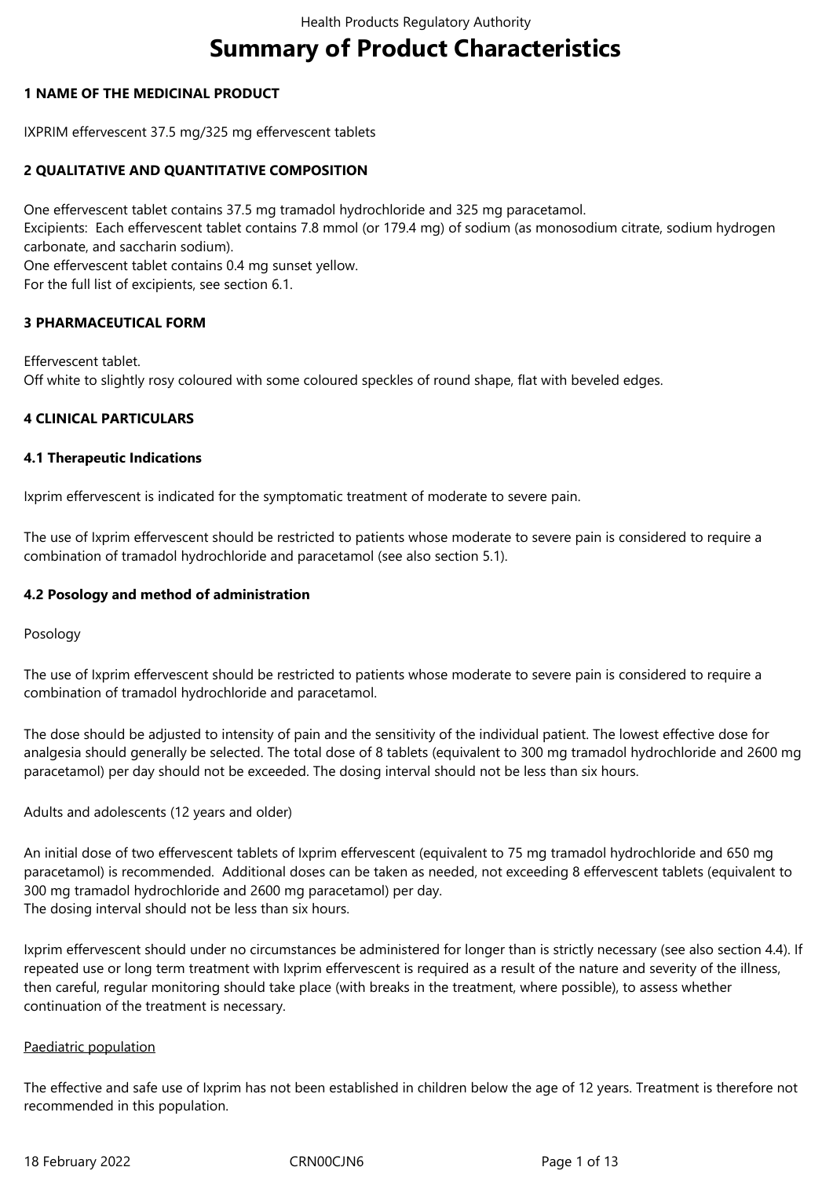# Summary of Product Characteristics

## 1 NAME OF THE MEDICINAL PRODUCT

IXPRIM effervescent 37.5 mg/325 mg effervescent tablets

## 2 QUALITATIVE AND QUANTITATIVE COMPOSITION

One effervescent tablet contains 37.5 mg tramadol hydrochloride and 325 mg paracetamol.
Excipients: Each effervescent tablet contains 7.8 mmol (or 179.4 mg) of sodium (as monosodium citrate, sodium hydrogen carbonate, and saccharin sodium).
One effervescent tablet contains 0.4 mg sunset yellow.
For the full list of excipients, see section 6.1.

## 3 PHARMACEUTICAL FORM

Effervescent tablet.
Off white to slightly rosy coloured with some coloured speckles of round shape, flat with beveled edges.

## 4 CLINICAL PARTICULARS

### 4.1 Therapeutic Indications

Ixprim effervescent is indicated for the symptomatic treatment of moderate to severe pain.

The use of Ixprim effervescent should be restricted to patients whose moderate to severe pain is considered to require a combination of tramadol hydrochloride and paracetamol (see also section 5.1).

### 4.2 Posology and method of administration

Posology

The use of Ixprim effervescent should be restricted to patients whose moderate to severe pain is considered to require a combination of tramadol hydrochloride and paracetamol.

The dose should be adjusted to intensity of pain and the sensitivity of the individual patient. The lowest effective dose for analgesia should generally be selected. The total dose of 8 tablets (equivalent to 300 mg tramadol hydrochloride and 2600 mg paracetamol) per day should not be exceeded. The dosing interval should not be less than six hours.

Adults and adolescents (12 years and older)

An initial dose of two effervescent tablets of Ixprim effervescent (equivalent to 75 mg tramadol hydrochloride and 650 mg paracetamol) is recommended. Additional doses can be taken as needed, not exceeding 8 effervescent tablets (equivalent to 300 mg tramadol hydrochloride and 2600 mg paracetamol) per day.
The dosing interval should not be less than six hours.

Ixprim effervescent should under no circumstances be administered for longer than is strictly necessary (see also section 4.4). If repeated use or long term treatment with Ixprim effervescent is required as a result of the nature and severity of the illness, then careful, regular monitoring should take place (with breaks in the treatment, where possible), to assess whether continuation of the treatment is necessary.

Paediatric population

The effective and safe use of Ixprim has not been established in children below the age of 12 years. Treatment is therefore not recommended in this population.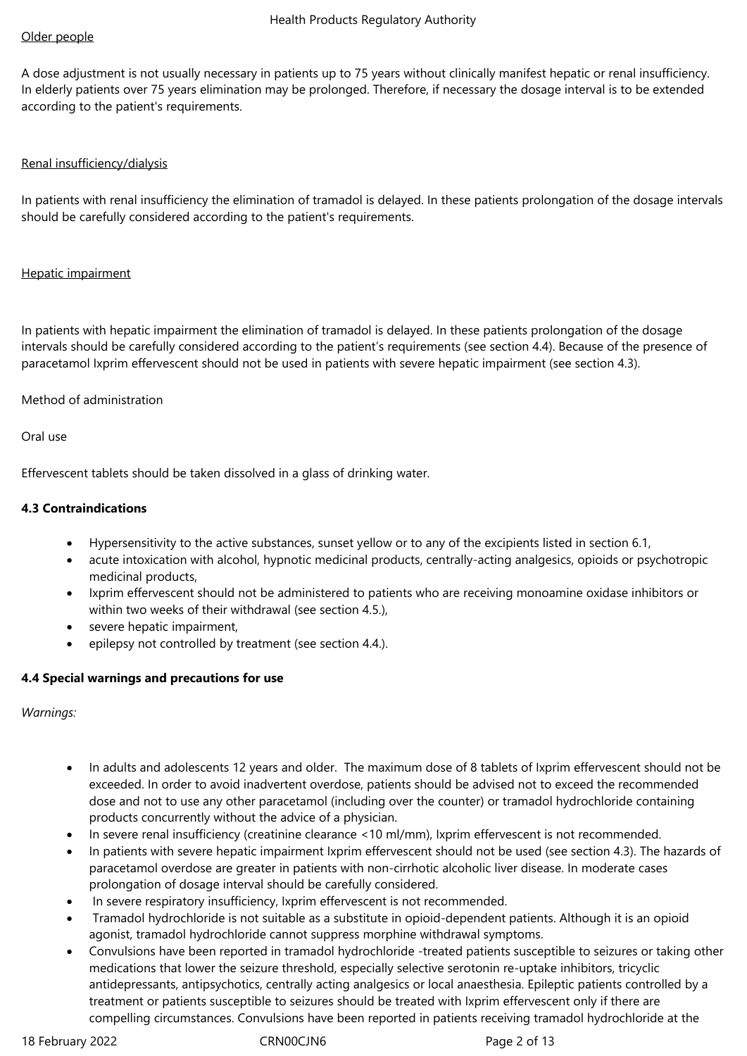Older people

A dose adjustment is not usually necessary in patients up to 75 years without clinically manifest hepatic or renal insufficiency. In elderly patients over 75 years elimination may be prolonged. Therefore, if necessary the dosage interval is to be extended according to the patient's requirements.

Renal insufficiency/dialysis

In patients with renal insufficiency the elimination of tramadol is delayed. In these patients prolongation of the dosage intervals should be carefully considered according to the patient's requirements.

Hepatic impairment

In patients with hepatic impairment the elimination of tramadol is delayed. In these patients prolongation of the dosage intervals should be carefully considered according to the patient's requirements (see section 4.4). Because of the presence of paracetamol Ixprim effervescent should not be used in patients with severe hepatic impairment (see section 4.3).

Method of administration

Oral use

Effervescent tablets should be taken dissolved in a glass of drinking water.

**4.3 Contraindications**

- Hypersensitivity to the active substances, sunset yellow or to any of the excipients listed in section 6.1,
- acute intoxication with alcohol, hypnotic medicinal products, centrally-acting analgesics, opioids or psychotropic medicinal products,
- Ixprim effervescent should not be administered to patients who are receiving monoamine oxidase inhibitors or within two weeks of their withdrawal (see section 4.5.),
- severe hepatic impairment,
- epilepsy not controlled by treatment (see section 4.4.).

**4.4 Special warnings and precautions for use**

*Warnings:*

- In adults and adolescents 12 years and older. The maximum dose of 8 tablets of Ixprim effervescent should not be exceeded. In order to avoid inadvertent overdose, patients should be advised not to exceed the recommended dose and not to use any other paracetamol (including over the counter) or tramadol hydrochloride containing products concurrently without the advice of a physician.
- In severe renal insufficiency (creatinine clearance <10 ml/mm), Ixprim effervescent is not recommended.
- In patients with severe hepatic impairment Ixprim effervescent should not be used (see section 4.3). The hazards of paracetamol overdose are greater in patients with non-cirrhotic alcoholic liver disease. In moderate cases prolongation of dosage interval should be carefully considered.
- In severe respiratory insufficiency, Ixprim effervescent is not recommended.
- Tramadol hydrochloride is not suitable as a substitute in opioid-dependent patients. Although it is an opioid agonist, tramadol hydrochloride cannot suppress morphine withdrawal symptoms.
- Convulsions have been reported in tramadol hydrochloride -treated patients susceptible to seizures or taking other medications that lower the seizure threshold, especially selective serotonin re-uptake inhibitors, tricyclic antidepressants, antipsychotics, centrally acting analgesics or local anaesthesia. Epileptic patients controlled by a treatment or patients susceptible to seizures should be treated with Ixprim effervescent only if there are compelling circumstances. Convulsions have been reported in patients receiving tramadol hydrochloride at the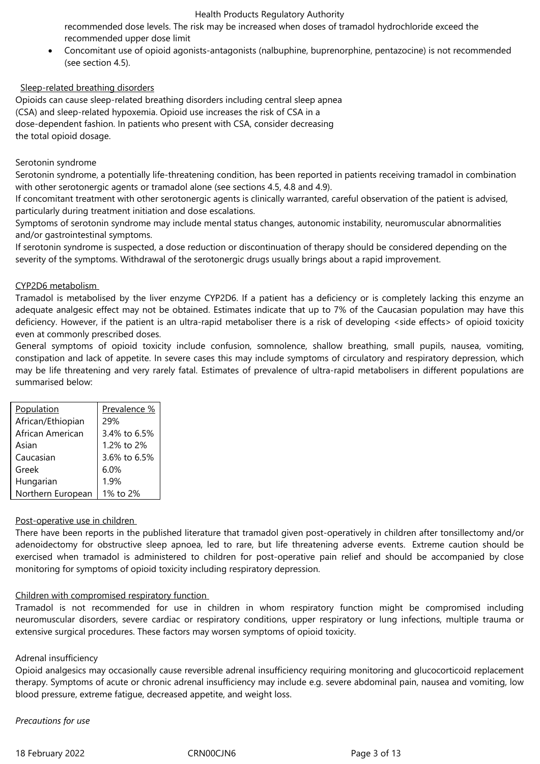recommended dose levels. The risk may be increased when doses of tramadol hydrochloride exceed the recommended upper dose limit

- Concomitant use of opioid agonists-antagonists (nalbuphine, buprenorphine, pentazocine) is not recommended (see section 4.5).

Sleep-related breathing disorders

Opioids can cause sleep-related breathing disorders including central sleep apnea (CSA) and sleep-related hypoxemia. Opioid use increases the risk of CSA in a dose-dependent fashion. In patients who present with CSA, consider decreasing the total opioid dosage.

Serotonin syndrome

Serotonin syndrome, a potentially life-threatening condition, has been reported in patients receiving tramadol in combination with other serotonergic agents or tramadol alone (see sections 4.5, 4.8 and 4.9).

If concomitant treatment with other serotonergic agents is clinically warranted, careful observation of the patient is advised, particularly during treatment initiation and dose escalations.

Symptoms of serotonin syndrome may include mental status changes, autonomic instability, neuromuscular abnormalities and/or gastrointestinal symptoms.

If serotonin syndrome is suspected, a dose reduction or discontinuation of therapy should be considered depending on the severity of the symptoms. Withdrawal of the serotonergic drugs usually brings about a rapid improvement.

CYP2D6 metabolism

Tramadol is metabolised by the liver enzyme CYP2D6. If a patient has a deficiency or is completely lacking this enzyme an adequate analgesic effect may not be obtained. Estimates indicate that up to 7% of the Caucasian population may have this deficiency. However, if the patient is an ultra-rapid metaboliser there is a risk of developing <side effects> of opioid toxicity even at commonly prescribed doses.

General symptoms of opioid toxicity include confusion, somnolence, shallow breathing, small pupils, nausea, vomiting, constipation and lack of appetite. In severe cases this may include symptoms of circulatory and respiratory depression, which may be life threatening and very rarely fatal. Estimates of prevalence of ultra-rapid metabolisers in different populations are summarised below:

| Population | Prevalence % |
|---|---|
| African/Ethiopian | 29% |
| African American | 3.4% to 6.5% |
| Asian | 1.2% to 2% |
| Caucasian | 3.6% to 6.5% |
| Greek | 6.0% |
| Hungarian | 1.9% |
| Northern European | 1% to 2% |

Post-operative use in children

There have been reports in the published literature that tramadol given post-operatively in children after tonsillectomy and/or adenoidectomy for obstructive sleep apnoea, led to rare, but life threatening adverse events. Extreme caution should be exercised when tramadol is administered to children for post-operative pain relief and should be accompanied by close monitoring for symptoms of opioid toxicity including respiratory depression.

Children with compromised respiratory function

Tramadol is not recommended for use in children in whom respiratory function might be compromised including neuromuscular disorders, severe cardiac or respiratory conditions, upper respiratory or lung infections, multiple trauma or extensive surgical procedures. These factors may worsen symptoms of opioid toxicity.

Adrenal insufficiency

Opioid analgesics may occasionally cause reversible adrenal insufficiency requiring monitoring and glucocorticoid replacement therapy. Symptoms of acute or chronic adrenal insufficiency may include e.g. severe abdominal pain, nausea and vomiting, low blood pressure, extreme fatigue, decreased appetite, and weight loss.

*Precautions for use*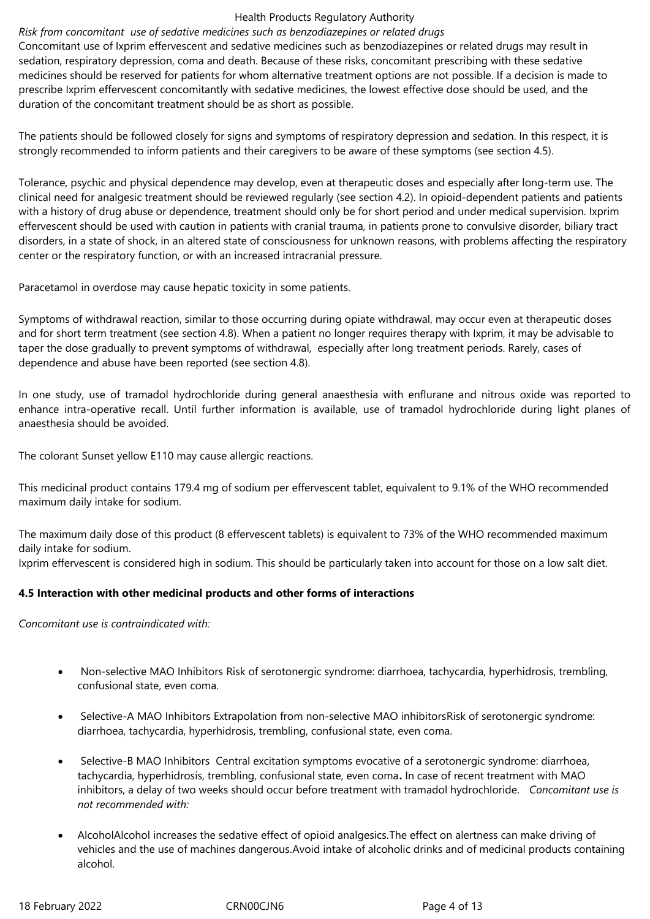*Risk from concomitant  use of sedative medicines such as benzodiazepines or related drugs*

Concomitant use of Ixprim effervescent and sedative medicines such as benzodiazepines or related drugs may result in sedation, respiratory depression, coma and death. Because of these risks, concomitant prescribing with these sedative medicines should be reserved for patients for whom alternative treatment options are not possible. If a decision is made to prescribe Ixprim effervescent concomitantly with sedative medicines, the lowest effective dose should be used, and the duration of the concomitant treatment should be as short as possible.

The patients should be followed closely for signs and symptoms of respiratory depression and sedation. In this respect, it is strongly recommended to inform patients and their caregivers to be aware of these symptoms (see section 4.5).

Tolerance, psychic and physical dependence may develop, even at therapeutic doses and especially after long-term use. The clinical need for analgesic treatment should be reviewed regularly (see section 4.2). In opioid-dependent patients and patients with a history of drug abuse or dependence, treatment should only be for short period and under medical supervision. Ixprim effervescent should be used with caution in patients with cranial trauma, in patients prone to convulsive disorder, biliary tract disorders, in a state of shock, in an altered state of consciousness for unknown reasons, with problems affecting the respiratory center or the respiratory function, or with an increased intracranial pressure.

Paracetamol in overdose may cause hepatic toxicity in some patients.

Symptoms of withdrawal reaction, similar to those occurring during opiate withdrawal, may occur even at therapeutic doses and for short term treatment (see section 4.8). When a patient no longer requires therapy with Ixprim, it may be advisable to taper the dose gradually to prevent symptoms of withdrawal,  especially after long treatment periods. Rarely, cases of dependence and abuse have been reported (see section 4.8).

In one study, use of tramadol hydrochloride during general anaesthesia with enflurane and nitrous oxide was reported to enhance intra-operative recall. Until further information is available, use of tramadol hydrochloride during light planes of anaesthesia should be avoided.

The colorant Sunset yellow E110 may cause allergic reactions.

This medicinal product contains 179.4 mg of sodium per effervescent tablet, equivalent to 9.1% of the WHO recommended maximum daily intake for sodium.

The maximum daily dose of this product (8 effervescent tablets) is equivalent to 73% of the WHO recommended maximum daily intake for sodium.
Ixprim effervescent is considered high in sodium. This should be particularly taken into account for those on a low salt diet.

**4.5 Interaction with other medicinal products and other forms of interactions**

*Concomitant use is contraindicated with:*

- Non-selective MAO Inhibitors Risk of serotonergic syndrome: diarrhoea, tachycardia, hyperhidrosis, trembling, confusional state, even coma.
- Selective-A MAO Inhibitors Extrapolation from non-selective MAO inhibitorsRisk of serotonergic syndrome: diarrhoea, tachycardia, hyperhidrosis, trembling, confusional state, even coma.
- Selective-B MAO Inhibitors  Central excitation symptoms evocative of a serotonergic syndrome: diarrhoea, tachycardia, hyperhidrosis, trembling, confusional state, even coma**.** In case of recent treatment with MAO inhibitors, a delay of two weeks should occur before treatment with tramadol hydrochloride.   *Concomitant use is not recommended with:*
- AlcoholAlcohol increases the sedative effect of opioid analgesics.The effect on alertness can make driving of vehicles and the use of machines dangerous.Avoid intake of alcoholic drinks and of medicinal products containing alcohol.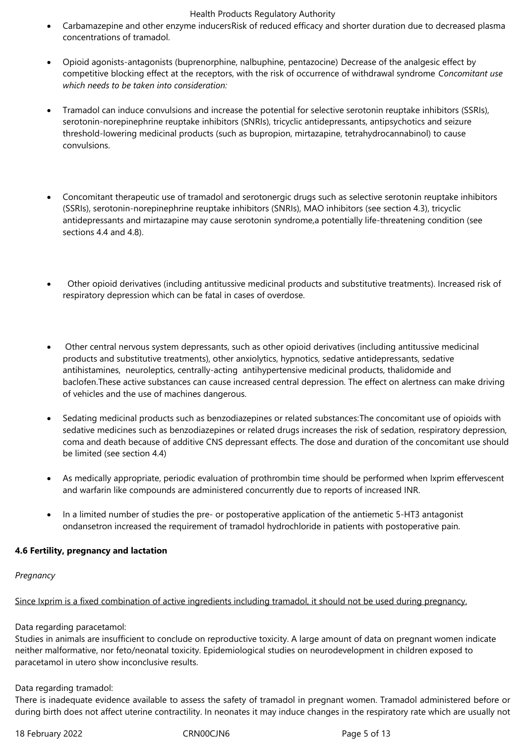- Carbamazepine and other enzyme inducersRisk of reduced efficacy and shorter duration due to decreased plasma concentrations of tramadol.

- Opioid agonists-antagonists (buprenorphine, nalbuphine, pentazocine) Decrease of the analgesic effect by competitive blocking effect at the receptors, with the risk of occurrence of withdrawal syndrome *Concomitant use which needs to be taken into consideration:*

- Tramadol can induce convulsions and increase the potential for selective serotonin reuptake inhibitors (SSRIs), serotonin-norepinephrine reuptake inhibitors (SNRIs), tricyclic antidepressants, antipsychotics and seizure threshold-lowering medicinal products (such as bupropion, mirtazapine, tetrahydrocannabinol) to cause convulsions.

- Concomitant therapeutic use of tramadol and serotonergic drugs such as selective serotonin reuptake inhibitors (SSRIs), serotonin-norepinephrine reuptake inhibitors (SNRIs), MAO inhibitors (see section 4.3), tricyclic antidepressants and mirtazapine may cause serotonin syndrome,a potentially life-threatening condition (see sections 4.4 and 4.8).

- Other opioid derivatives (including antitussive medicinal products and substitutive treatments). Increased risk of respiratory depression which can be fatal in cases of overdose.

- Other central nervous system depressants, such as other opioid derivatives (including antitussive medicinal products and substitutive treatments), other anxiolytics, hypnotics, sedative antidepressants, sedative antihistamines, neuroleptics, centrally-acting antihypertensive medicinal products, thalidomide and baclofen.These active substances can cause increased central depression. The effect on alertness can make driving of vehicles and the use of machines dangerous.

- Sedating medicinal products such as benzodiazepines or related substances:The concomitant use of opioids with sedative medicines such as benzodiazepines or related drugs increases the risk of sedation, respiratory depression, coma and death because of additive CNS depressant effects. The dose and duration of the concomitant use should be limited (see section 4.4)

- As medically appropriate, periodic evaluation of prothrombin time should be performed when Ixprim effervescent and warfarin like compounds are administered concurrently due to reports of increased INR.

- In a limited number of studies the pre- or postoperative application of the antiemetic 5-HT3 antagonist ondansetron increased the requirement of tramadol hydrochloride in patients with postoperative pain.

**4.6 Fertility, pregnancy and lactation**

*Pregnancy*

Since Ixprim is a fixed combination of active ingredients including tramadol, it should not be used during pregnancy.

Data regarding paracetamol:
Studies in animals are insufficient to conclude on reproductive toxicity. A large amount of data on pregnant women indicate neither malformative, nor feto/neonatal toxicity. Epidemiological studies on neurodevelopment in children exposed to paracetamol in utero show inconclusive results.

Data regarding tramadol:
There is inadequate evidence available to assess the safety of tramadol in pregnant women. Tramadol administered before or during birth does not affect uterine contractility. In neonates it may induce changes in the respiratory rate which are usually not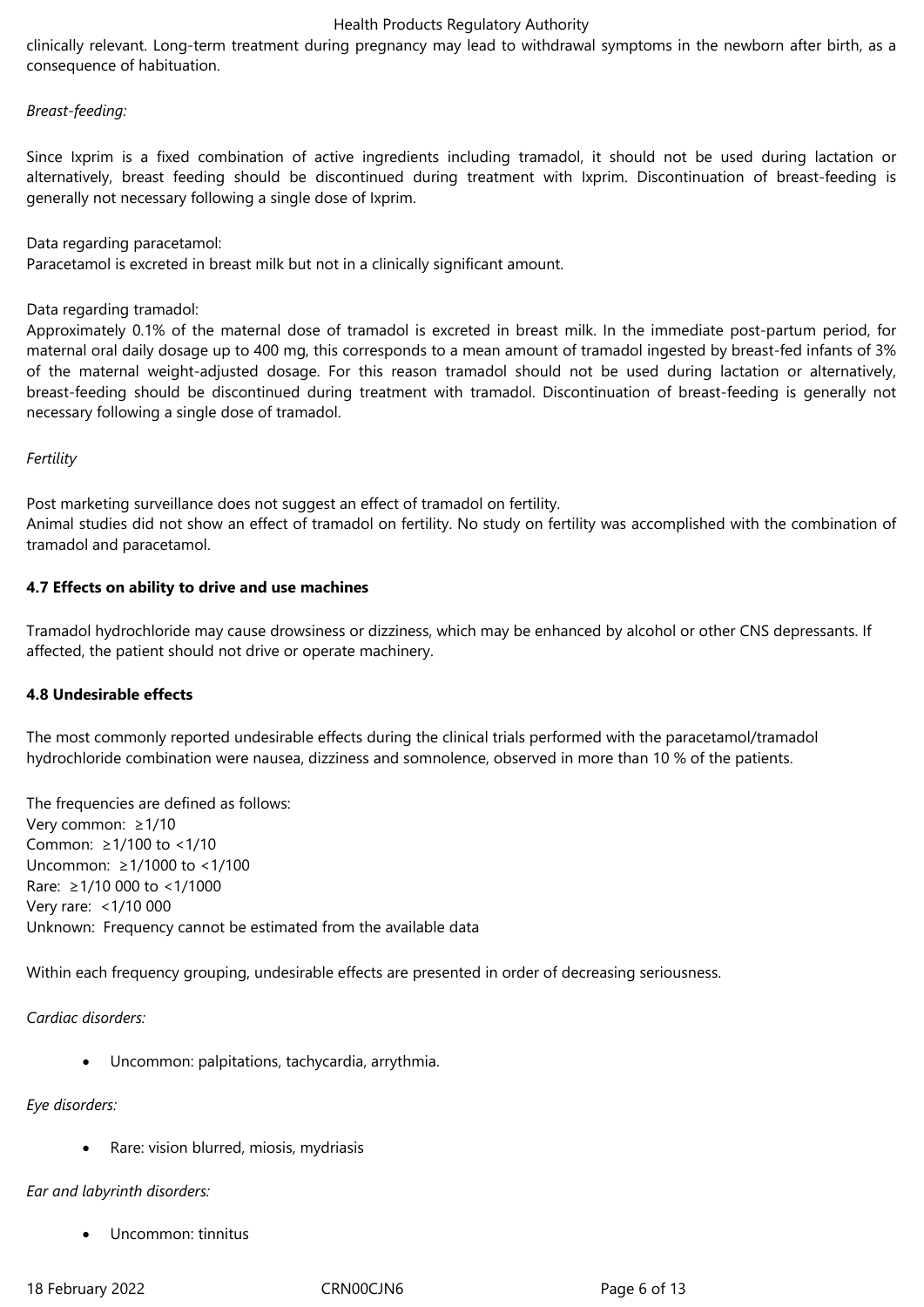clinically relevant. Long-term treatment during pregnancy may lead to withdrawal symptoms in the newborn after birth, as a consequence of habituation.

*Breast-feeding:*

Since Ixprim is a fixed combination of active ingredients including tramadol, it should not be used during lactation or alternatively, breast feeding should be discontinued during treatment with Ixprim. Discontinuation of breast-feeding is generally not necessary following a single dose of Ixprim.

Data regarding paracetamol:
Paracetamol is excreted in breast milk but not in a clinically significant amount.

Data regarding tramadol:
Approximately 0.1% of the maternal dose of tramadol is excreted in breast milk. In the immediate post-partum period, for maternal oral daily dosage up to 400 mg, this corresponds to a mean amount of tramadol ingested by breast-fed infants of 3% of the maternal weight-adjusted dosage. For this reason tramadol should not be used during lactation or alternatively, breast-feeding should be discontinued during treatment with tramadol. Discontinuation of breast-feeding is generally not necessary following a single dose of tramadol.

*Fertility*

Post marketing surveillance does not suggest an effect of tramadol on fertility.
Animal studies did not show an effect of tramadol on fertility. No study on fertility was accomplished with the combination of tramadol and paracetamol.

**4.7 Effects on ability to drive and use machines**

Tramadol hydrochloride may cause drowsiness or dizziness, which may be enhanced by alcohol or other CNS depressants. If affected, the patient should not drive or operate machinery.

**4.8 Undesirable effects**

The most commonly reported undesirable effects during the clinical trials performed with the paracetamol/tramadol hydrochloride combination were nausea, dizziness and somnolence, observed in more than 10 % of the patients.

The frequencies are defined as follows:
Very common: ≥1/10
Common: ≥1/100 to <1/10
Uncommon: ≥1/1000 to <1/100
Rare: ≥1/10 000 to <1/1000
Very rare: <1/10 000
Unknown: Frequency cannot be estimated from the available data

Within each frequency grouping, undesirable effects are presented in order of decreasing seriousness.

*Cardiac disorders:*

- Uncommon: palpitations, tachycardia, arrythmia.

*Eye disorders:*

- Rare: vision blurred, miosis, mydriasis

*Ear and labyrinth disorders:*

- Uncommon: tinnitus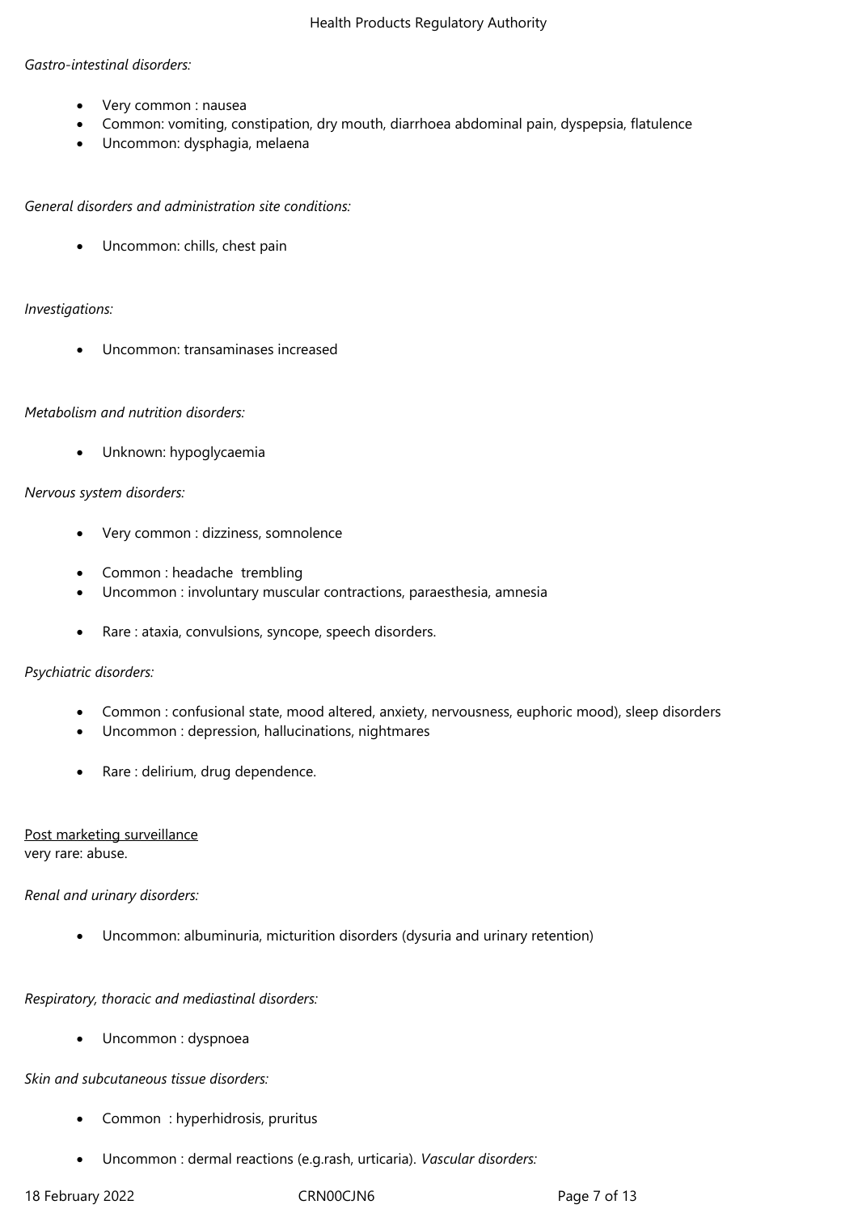*Gastro-intestinal disorders:*

- Very common : nausea
- Common: vomiting, constipation, dry mouth, diarrhoea abdominal pain, dyspepsia, flatulence
- Uncommon: dysphagia, melaena

*General disorders and administration site conditions:*

- Uncommon: chills, chest pain

*Investigations:*

- Uncommon: transaminases increased

*Metabolism and nutrition disorders:*

- Unknown: hypoglycaemia

*Nervous system disorders:*

- Very common : dizziness, somnolence
- Common : headache trembling
- Uncommon : involuntary muscular contractions, paraesthesia, amnesia
- Rare : ataxia, convulsions, syncope, speech disorders.

*Psychiatric disorders:*

- Common : confusional state, mood altered, anxiety, nervousness, euphoric mood), sleep disorders
- Uncommon : depression, hallucinations, nightmares
- Rare : delirium, drug dependence.

<u>Post marketing surveillance</u>
very rare: abuse.

*Renal and urinary disorders:*

- Uncommon: albuminuria, micturition disorders (dysuria and urinary retention)

*Respiratory, thoracic and mediastinal disorders:*

- Uncommon : dyspnoea

*Skin and subcutaneous tissue disorders:*

- Common : hyperhidrosis, pruritus
- Uncommon : dermal reactions (e.g.rash, urticaria). *Vascular disorders:*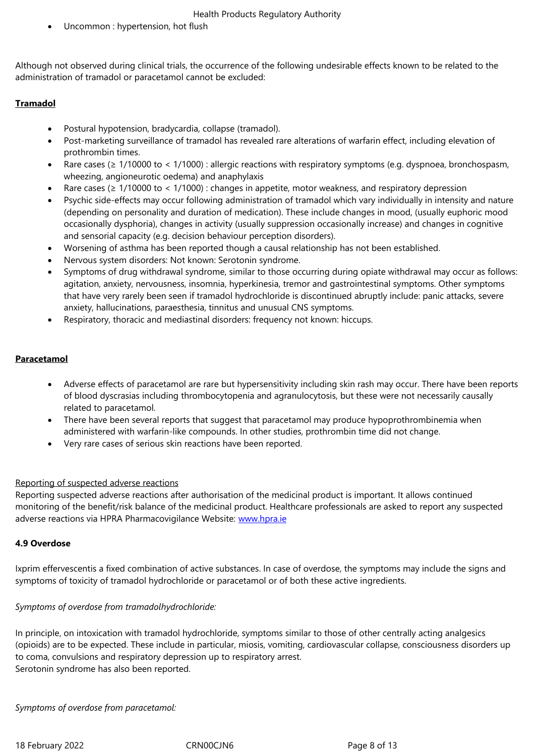- Uncommon : hypertension, hot flush

Although not observed during clinical trials, the occurrence of the following undesirable effects known to be related to the administration of tramadol or paracetamol cannot be excluded:

**Tramadol**

- Postural hypotension, bradycardia, collapse (tramadol).
- Post-marketing surveillance of tramadol has revealed rare alterations of warfarin effect, including elevation of prothrombin times.
- Rare cases (≥ 1/10000 to < 1/1000) : allergic reactions with respiratory symptoms (e.g. dyspnoea, bronchospasm, wheezing, angioneurotic oedema) and anaphylaxis
- Rare cases (≥ 1/10000 to < 1/1000) : changes in appetite, motor weakness, and respiratory depression
- Psychic side-effects may occur following administration of tramadol which vary individually in intensity and nature (depending on personality and duration of medication). These include changes in mood, (usually euphoric mood occasionally dysphoria), changes in activity (usually suppression occasionally increase) and changes in cognitive and sensorial capacity (e.g. decision behaviour perception disorders).
- Worsening of asthma has been reported though a causal relationship has not been established.
- Nervous system disorders: Not known: Serotonin syndrome.
- Symptoms of drug withdrawal syndrome, similar to those occurring during opiate withdrawal may occur as follows: agitation, anxiety, nervousness, insomnia, hyperkinesia, tremor and gastrointestinal symptoms. Other symptoms that have very rarely been seen if tramadol hydrochloride is discontinued abruptly include: panic attacks, severe anxiety, hallucinations, paraesthesia, tinnitus and unusual CNS symptoms.
- Respiratory, thoracic and mediastinal disorders: frequency not known: hiccups.

**Paracetamol**

- Adverse effects of paracetamol are rare but hypersensitivity including skin rash may occur. There have been reports of blood dyscrasias including thrombocytopenia and agranulocytosis, but these were not necessarily causally related to paracetamol.
- There have been several reports that suggest that paracetamol may produce hypoprothrombinemia when administered with warfarin-like compounds. In other studies, prothrombin time did not change.
- Very rare cases of serious skin reactions have been reported.

Reporting of suspected adverse reactions

Reporting suspected adverse reactions after authorisation of the medicinal product is important. It allows continued monitoring of the benefit/risk balance of the medicinal product. Healthcare professionals are asked to report any suspected adverse reactions via HPRA Pharmacovigilance Website: www.hpra.ie

### 4.9 Overdose

Ixprim effervescentis a fixed combination of active substances. In case of overdose, the symptoms may include the signs and symptoms of toxicity of tramadol hydrochloride or paracetamol or of both these active ingredients.

*Symptoms of overdose from tramadolhydrochloride:*

In principle, on intoxication with tramadol hydrochloride, symptoms similar to those of other centrally acting analgesics (opioids) are to be expected. These include in particular, miosis, vomiting, cardiovascular collapse, consciousness disorders up to coma, convulsions and respiratory depression up to respiratory arrest.
Serotonin syndrome has also been reported.

*Symptoms of overdose from paracetamol:*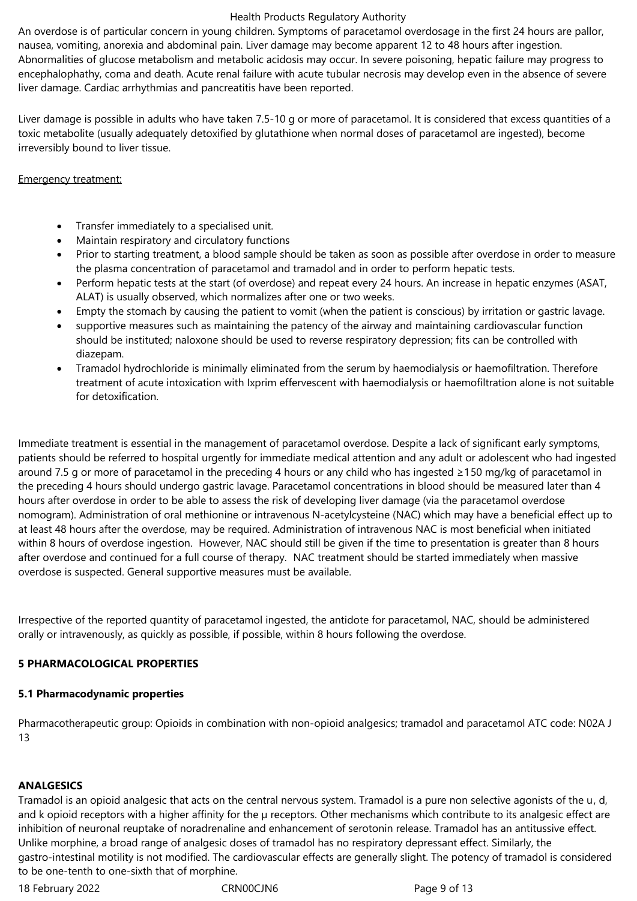An overdose is of particular concern in young children. Symptoms of paracetamol overdosage in the first 24 hours are pallor, nausea, vomiting, anorexia and abdominal pain. Liver damage may become apparent 12 to 48 hours after ingestion. Abnormalities of glucose metabolism and metabolic acidosis may occur. In severe poisoning, hepatic failure may progress to encephalophathy, coma and death. Acute renal failure with acute tubular necrosis may develop even in the absence of severe liver damage. Cardiac arrhythmias and pancreatitis have been reported.

Liver damage is possible in adults who have taken 7.5-10 g or more of paracetamol. It is considered that excess quantities of a toxic metabolite (usually adequately detoxified by glutathione when normal doses of paracetamol are ingested), become irreversibly bound to liver tissue.

Emergency treatment:

- Transfer immediately to a specialised unit.
- Maintain respiratory and circulatory functions
- Prior to starting treatment, a blood sample should be taken as soon as possible after overdose in order to measure the plasma concentration of paracetamol and tramadol and in order to perform hepatic tests.
- Perform hepatic tests at the start (of overdose) and repeat every 24 hours. An increase in hepatic enzymes (ASAT, ALAT) is usually observed, which normalizes after one or two weeks.
- Empty the stomach by causing the patient to vomit (when the patient is conscious) by irritation or gastric lavage.
- supportive measures such as maintaining the patency of the airway and maintaining cardiovascular function should be instituted; naloxone should be used to reverse respiratory depression; fits can be controlled with diazepam.
- Tramadol hydrochloride is minimally eliminated from the serum by haemodialysis or haemofiltration. Therefore treatment of acute intoxication with Ixprim effervescent with haemodialysis or haemofiltration alone is not suitable for detoxification.

Immediate treatment is essential in the management of paracetamol overdose. Despite a lack of significant early symptoms, patients should be referred to hospital urgently for immediate medical attention and any adult or adolescent who had ingested around 7.5 g or more of paracetamol in the preceding 4 hours or any child who has ingested ≥150 mg/kg of paracetamol in the preceding 4 hours should undergo gastric lavage. Paracetamol concentrations in blood should be measured later than 4 hours after overdose in order to be able to assess the risk of developing liver damage (via the paracetamol overdose nomogram). Administration of oral methionine or intravenous N-acetylcysteine (NAC) which may have a beneficial effect up to at least 48 hours after the overdose, may be required. Administration of intravenous NAC is most beneficial when initiated within 8 hours of overdose ingestion. However, NAC should still be given if the time to presentation is greater than 8 hours after overdose and continued for a full course of therapy. NAC treatment should be started immediately when massive overdose is suspected. General supportive measures must be available.

Irrespective of the reported quantity of paracetamol ingested, the antidote for paracetamol, NAC, should be administered orally or intravenously, as quickly as possible, if possible, within 8 hours following the overdose.

## 5 PHARMACOLOGICAL PROPERTIES

### 5.1 Pharmacodynamic properties

Pharmacotherapeutic group: Opioids in combination with non-opioid analgesics; tramadol and paracetamol ATC code: N02A J 13

**ANALGESICS**

Tramadol is an opioid analgesic that acts on the central nervous system. Tramadol is a pure non selective agonists of the u, d, and k opioid receptors with a higher affinity for the μ receptors. Other mechanisms which contribute to its analgesic effect are inhibition of neuronal reuptake of noradrenaline and enhancement of serotonin release. Tramadol has an antitussive effect. Unlike morphine, a broad range of analgesic doses of tramadol has no respiratory depressant effect. Similarly, the gastro-intestinal motility is not modified. The cardiovascular effects are generally slight. The potency of tramadol is considered to be one-tenth to one-sixth that of morphine.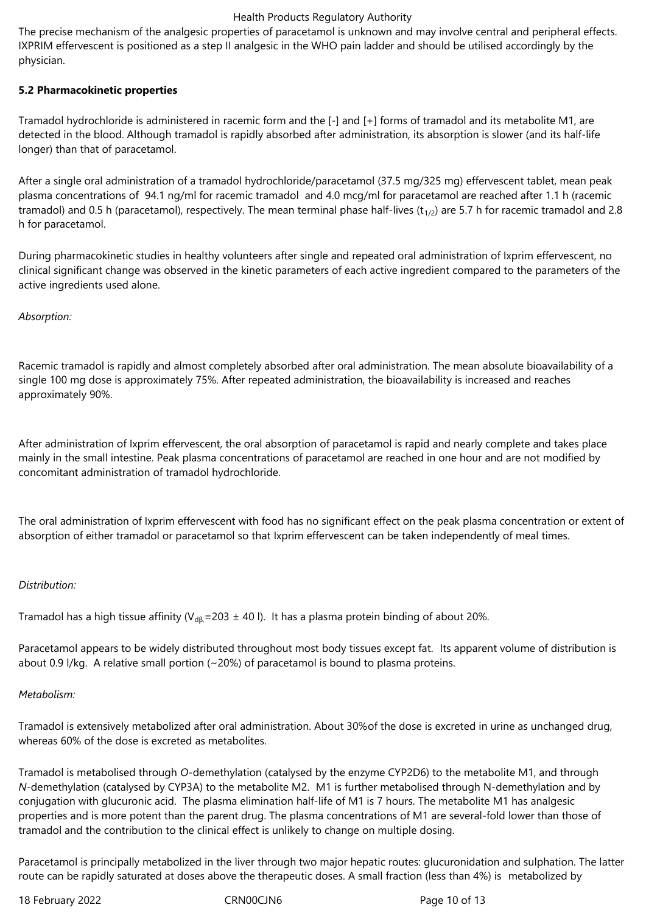The precise mechanism of the analgesic properties of paracetamol is unknown and may involve central and peripheral effects. IXPRIM effervescent is positioned as a step II analgesic in the WHO pain ladder and should be utilised accordingly by the physician.

**5.2 Pharmacokinetic properties**

Tramadol hydrochloride is administered in racemic form and the [-] and [+] forms of tramadol and its metabolite M1, are detected in the blood. Although tramadol is rapidly absorbed after administration, its absorption is slower (and its half-life longer) than that of paracetamol.

After a single oral administration of a tramadol hydrochloride/paracetamol (37.5 mg/325 mg) effervescent tablet, mean peak plasma concentrations of 94.1 ng/ml for racemic tramadol and 4.0 mcg/ml for paracetamol are reached after 1.1 h (racemic tramadol) and 0.5 h (paracetamol), respectively. The mean terminal phase half-lives ($t_{1/2}$) are 5.7 h for racemic tramadol and 2.8 h for paracetamol.

During pharmacokinetic studies in healthy volunteers after single and repeated oral administration of Ixprim effervescent, no clinical significant change was observed in the kinetic parameters of each active ingredient compared to the parameters of the active ingredients used alone.

*Absorption:*

Racemic tramadol is rapidly and almost completely absorbed after oral administration. The mean absolute bioavailability of a single 100 mg dose is approximately 75%. After repeated administration, the bioavailability is increased and reaches approximately 90%.

After administration of Ixprim effervescent, the oral absorption of paracetamol is rapid and nearly complete and takes place mainly in the small intestine. Peak plasma concentrations of paracetamol are reached in one hour and are not modified by concomitant administration of tramadol hydrochloride.

The oral administration of Ixprim effervescent with food has no significant effect on the peak plasma concentration or extent of absorption of either tramadol or paracetamol so that Ixprim effervescent can be taken independently of meal times.

*Distribution:*

Tramadol has a high tissue affinity ($V_{d\beta}$=203 ± 40 l). It has a plasma protein binding of about 20%.

Paracetamol appears to be widely distributed throughout most body tissues except fat. Its apparent volume of distribution is about 0.9 l/kg. A relative small portion (~20%) of paracetamol is bound to plasma proteins.

*Metabolism:*

Tramadol is extensively metabolized after oral administration. About 30%of the dose is excreted in urine as unchanged drug, whereas 60% of the dose is excreted as metabolites.

Tramadol is metabolised through *O*-demethylation (catalysed by the enzyme CYP2D6) to the metabolite M1, and through *N*-demethylation (catalysed by CYP3A) to the metabolite M2. M1 is further metabolised through N-demethylation and by conjugation with glucuronic acid. The plasma elimination half-life of M1 is 7 hours. The metabolite M1 has analgesic properties and is more potent than the parent drug. The plasma concentrations of M1 are several-fold lower than those of tramadol and the contribution to the clinical effect is unlikely to change on multiple dosing.

Paracetamol is principally metabolized in the liver through two major hepatic routes: glucuronidation and sulphation. The latter route can be rapidly saturated at doses above the therapeutic doses. A small fraction (less than 4%) is metabolized by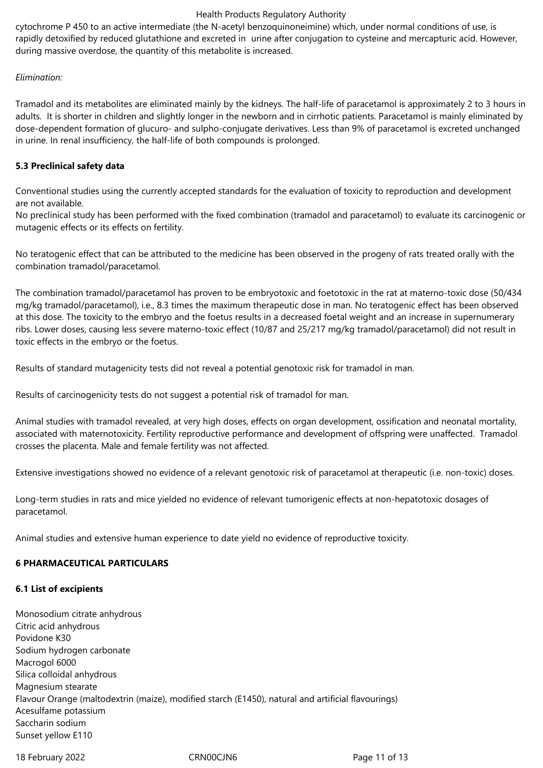cytochrome P 450 to an active intermediate (the N-acetyl benzoquinoneimine) which, under normal conditions of use, is rapidly detoxified by reduced glutathione and excreted in urine after conjugation to cysteine and mercapturic acid. However, during massive overdose, the quantity of this metabolite is increased.

*Elimination:*

Tramadol and its metabolites are eliminated mainly by the kidneys. The half-life of paracetamol is approximately 2 to 3 hours in adults. It is shorter in children and slightly longer in the newborn and in cirrhotic patients. Paracetamol is mainly eliminated by dose-dependent formation of glucuro- and sulpho-conjugate derivatives. Less than 9% of paracetamol is excreted unchanged in urine. In renal insufficiency, the half-life of both compounds is prolonged.

**5.3 Preclinical safety data**

Conventional studies using the currently accepted standards for the evaluation of toxicity to reproduction and development are not available.
No preclinical study has been performed with the fixed combination (tramadol and paracetamol) to evaluate its carcinogenic or mutagenic effects or its effects on fertility.

No teratogenic effect that can be attributed to the medicine has been observed in the progeny of rats treated orally with the combination tramadol/paracetamol.

The combination tramadol/paracetamol has proven to be embryotoxic and foetotoxic in the rat at materno-toxic dose (50/434 mg/kg tramadol/paracetamol), i.e., 8.3 times the maximum therapeutic dose in man. No teratogenic effect has been observed at this dose. The toxicity to the embryo and the foetus results in a decreased foetal weight and an increase in supernumerary ribs. Lower doses, causing less severe materno-toxic effect (10/87 and 25/217 mg/kg tramadol/paracetamol) did not result in toxic effects in the embryo or the foetus.

Results of standard mutagenicity tests did not reveal a potential genotoxic risk for tramadol in man.

Results of carcinogenicity tests do not suggest a potential risk of tramadol for man.

Animal studies with tramadol revealed, at very high doses, effects on organ development, ossification and neonatal mortality, associated with maternotoxicity. Fertility reproductive performance and development of offspring were unaffected. Tramadol crosses the placenta. Male and female fertility was not affected.

Extensive investigations showed no evidence of a relevant genotoxic risk of paracetamol at therapeutic (i.e. non-toxic) doses.

Long-term studies in rats and mice yielded no evidence of relevant tumorigenic effects at non-hepatotoxic dosages of paracetamol.

Animal studies and extensive human experience to date yield no evidence of reproductive toxicity.

**6 PHARMACEUTICAL PARTICULARS**

**6.1 List of excipients**

Monosodium citrate anhydrous
Citric acid anhydrous
Povidone K30
Sodium hydrogen carbonate
Macrogol 6000
Silica colloidal anhydrous
Magnesium stearate
Flavour Orange (maltodextrin (maize), modified starch (E1450), natural and artificial flavourings)
Acesulfame potassium
Saccharin sodium
Sunset yellow E110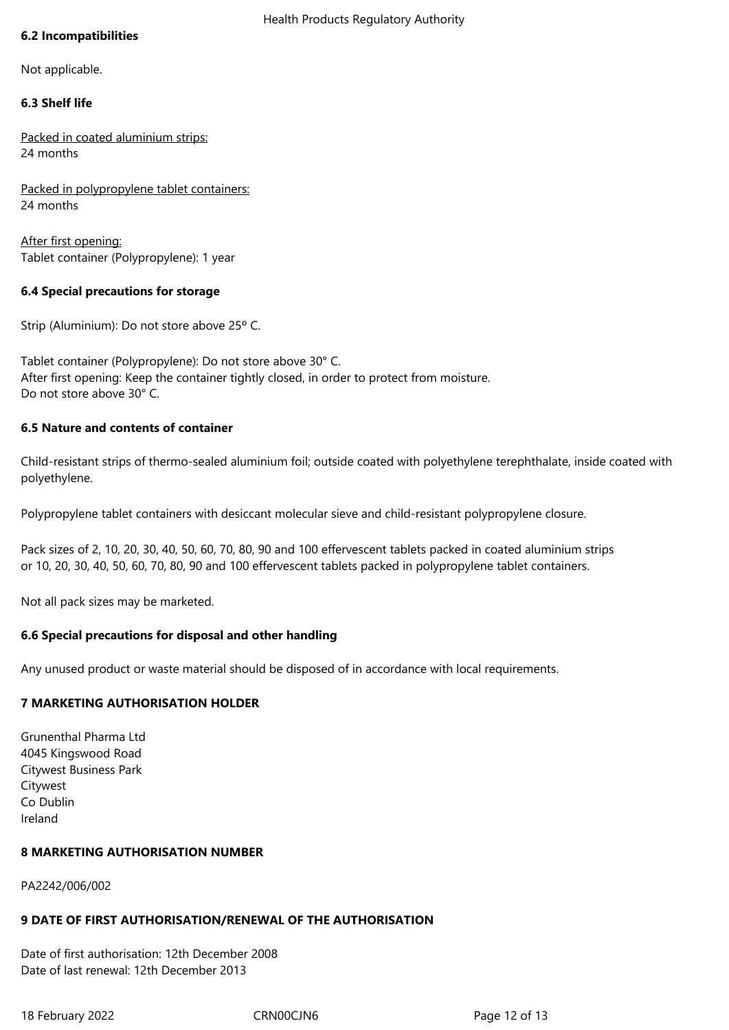### 6.2 Incompatibilities

Not applicable.

### 6.3 Shelf life

Packed in coated aluminium strips:
24 months

Packed in polypropylene tablet containers:
24 months

After first opening:
Tablet container (Polypropylene): 1 year

### 6.4 Special precautions for storage

Strip (Aluminium): Do not store above 25º C.

Tablet container (Polypropylene): Do not store above 30° C.
After first opening: Keep the container tightly closed, in order to protect from moisture.
Do not store above 30° C.

### 6.5 Nature and contents of container

Child-resistant strips of thermo-sealed aluminium foil; outside coated with polyethylene terephthalate, inside coated with polyethylene.

Polypropylene tablet containers with desiccant molecular sieve and child-resistant polypropylene closure.

Pack sizes of 2, 10, 20, 30, 40, 50, 60, 70, 80, 90 and 100 effervescent tablets packed in coated aluminium strips
or 10, 20, 30, 40, 50, 60, 70, 80, 90 and 100 effervescent tablets packed in polypropylene tablet containers.

Not all pack sizes may be marketed.

### 6.6 Special precautions for disposal and other handling

Any unused product or waste material should be disposed of in accordance with local requirements.

## 7 MARKETING AUTHORISATION HOLDER

Grunenthal Pharma Ltd
4045 Kingswood Road
Citywest Business Park
Citywest
Co Dublin
Ireland

## 8 MARKETING AUTHORISATION NUMBER

PA2242/006/002

## 9 DATE OF FIRST AUTHORISATION/RENEWAL OF THE AUTHORISATION

Date of first authorisation: 12th December 2008
Date of last renewal: 12th December 2013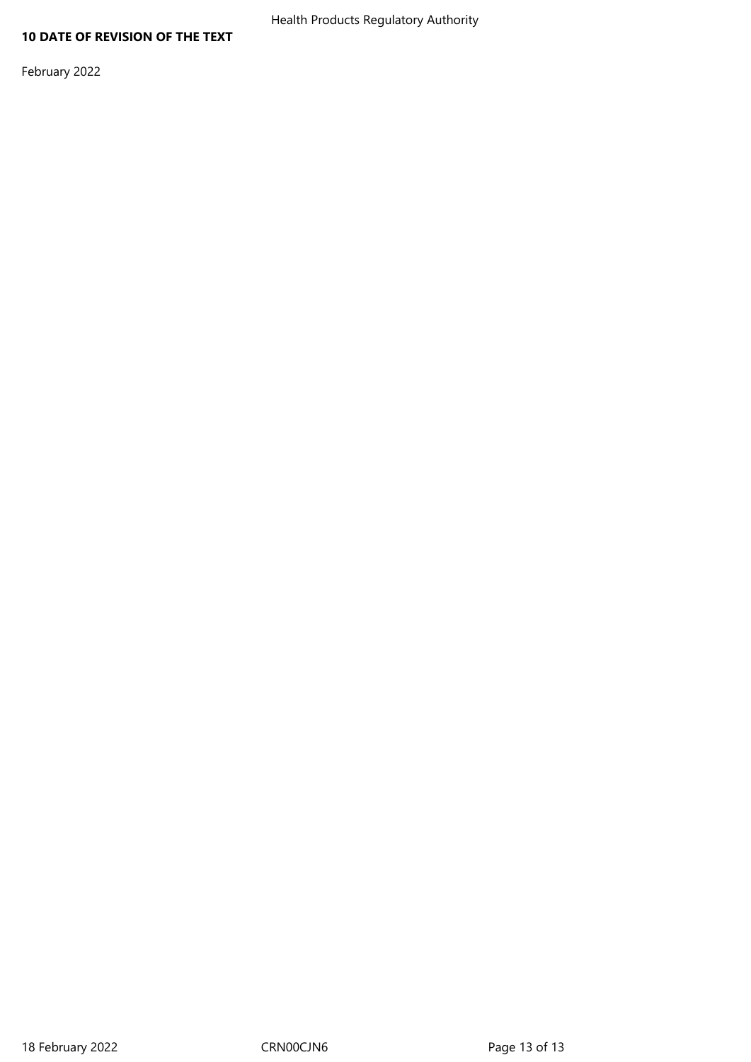**10 DATE OF REVISION OF THE TEXT**

February 2022